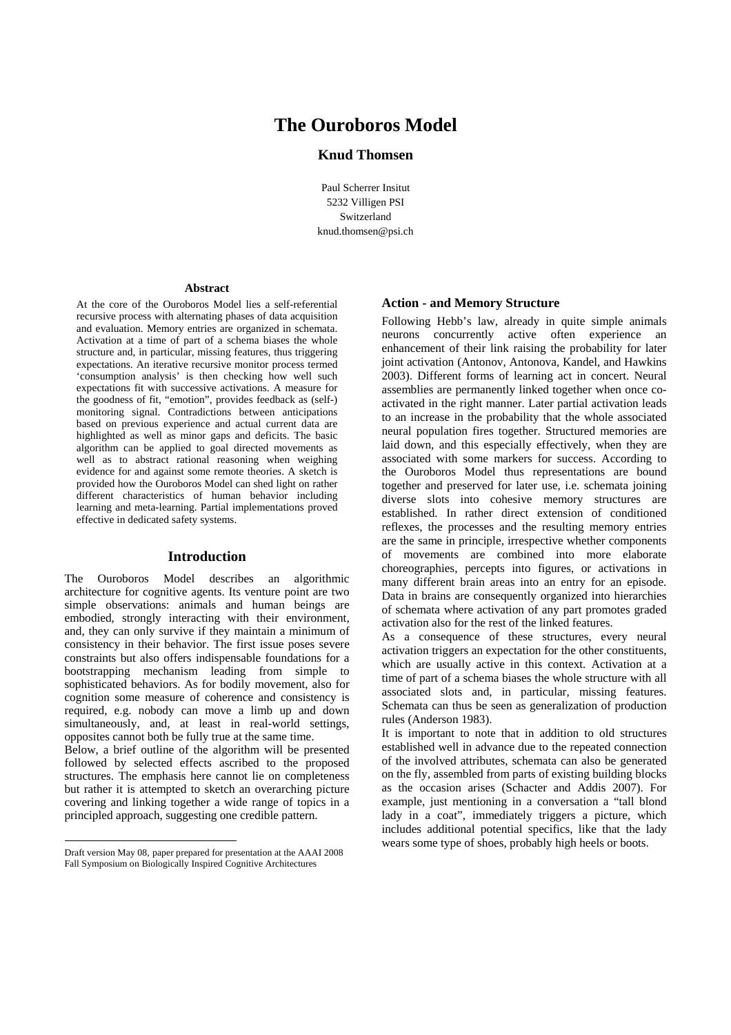# The Ouroboros Model

**Knud Thomsen**

Paul Scherrer Insitut
5232 Villigen PSI
Switzerland
knud.thomsen@psi.ch

### Abstract

At the core of the Ouroboros Model lies a self-referential recursive process with alternating phases of data acquisition and evaluation. Memory entries are organized in schemata. Activation at a time of part of a schema biases the whole structure and, in particular, missing features, thus triggering expectations. An iterative recursive monitor process termed 'consumption analysis' is then checking how well such expectations fit with successive activations. A measure for the goodness of fit, "emotion", provides feedback as (self-) monitoring signal. Contradictions between anticipations based on previous experience and actual current data are highlighted as well as minor gaps and deficits. The basic algorithm can be applied to goal directed movements as well as to abstract rational reasoning when weighing evidence for and against some remote theories. A sketch is provided how the Ouroboros Model can shed light on rather different characteristics of human behavior including learning and meta-learning. Partial implementations proved effective in dedicated safety systems.

## Introduction

The Ouroboros Model describes an algorithmic architecture for cognitive agents. Its venture point are two simple observations: animals and human beings are embodied, strongly interacting with their environment, and, they can only survive if they maintain a minimum of consistency in their behavior. The first issue poses severe constraints but also offers indispensable foundations for a bootstrapping mechanism leading from simple to sophisticated behaviors. As for bodily movement, also for cognition some measure of coherence and consistency is required, e.g. nobody can move a limb up and down simultaneously, and, at least in real-world settings, opposites cannot both be fully true at the same time.

Below, a brief outline of the algorithm will be presented followed by selected effects ascribed to the proposed structures. The emphasis here cannot lie on completeness but rather it is attempted to sketch an overarching picture covering and linking together a wide range of topics in a principled approach, suggesting one credible pattern.

Draft version May 08, paper prepared for presentation at the AAAI 2008 Fall Symposium on Biologically Inspired Cognitive Architectures

## Action - and Memory Structure

Following Hebb's law, already in quite simple animals neurons concurrently active often experience an enhancement of their link raising the probability for later joint activation (Antonov, Antonova, Kandel, and Hawkins 2003). Different forms of learning act in concert. Neural assemblies are permanently linked together when once co-activated in the right manner. Later partial activation leads to an increase in the probability that the whole associated neural population fires together. Structured memories are laid down, and this especially effectively, when they are associated with some markers for success. According to the Ouroboros Model thus representations are bound together and preserved for later use, i.e. schemata joining diverse slots into cohesive memory structures are established. In rather direct extension of conditioned reflexes, the processes and the resulting memory entries are the same in principle, irrespective whether components of movements are combined into more elaborate choreographies, percepts into figures, or activations in many different brain areas into an entry for an episode. Data in brains are consequently organized into hierarchies of schemata where activation of any part promotes graded activation also for the rest of the linked features.

As a consequence of these structures, every neural activation triggers an expectation for the other constituents, which are usually active in this context. Activation at a time of part of a schema biases the whole structure with all associated slots and, in particular, missing features. Schemata can thus be seen as generalization of production rules (Anderson 1983).

It is important to note that in addition to old structures established well in advance due to the repeated connection of the involved attributes, schemata can also be generated on the fly, assembled from parts of existing building blocks as the occasion arises (Schacter and Addis 2007). For example, just mentioning in a conversation a "tall blond lady in a coat", immediately triggers a picture, which includes additional potential specifics, like that the lady wears some type of shoes, probably high heels or boots.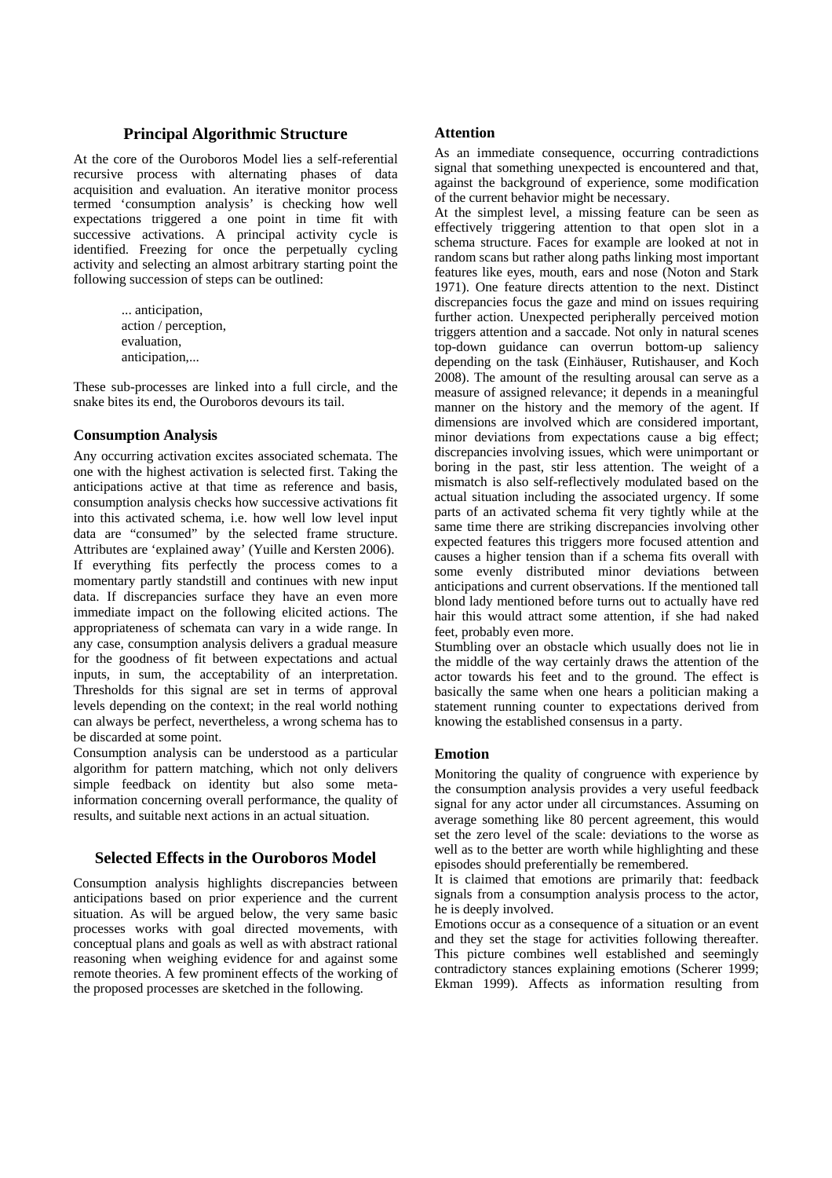## Principal Algorithmic Structure

At the core of the Ouroboros Model lies a self-referential recursive process with alternating phases of data acquisition and evaluation. An iterative monitor process termed 'consumption analysis' is checking how well expectations triggered a one point in time fit with successive activations. A principal activity cycle is identified. Freezing for once the perpetually cycling activity and selecting an almost arbitrary starting point the following succession of steps can be outlined:

> ... anticipation,
> action / perception,
> evaluation,
> anticipation,...

These sub-processes are linked into a full circle, and the snake bites its end, the Ouroboros devours its tail.

### Consumption Analysis

Any occurring activation excites associated schemata. The one with the highest activation is selected first. Taking the anticipations active at that time as reference and basis, consumption analysis checks how successive activations fit into this activated schema, i.e. how well low level input data are "consumed" by the selected frame structure. Attributes are 'explained away' (Yuille and Kersten 2006).

If everything fits perfectly the process comes to a momentary partly standstill and continues with new input data. If discrepancies surface they have an even more immediate impact on the following elicited actions. The appropriateness of schemata can vary in a wide range. In any case, consumption analysis delivers a gradual measure for the goodness of fit between expectations and actual inputs, in sum, the acceptability of an interpretation. Thresholds for this signal are set in terms of approval levels depending on the context; in the real world nothing can always be perfect, nevertheless, a wrong schema has to be discarded at some point.

Consumption analysis can be understood as a particular algorithm for pattern matching, which not only delivers simple feedback on identity but also some meta-information concerning overall performance, the quality of results, and suitable next actions in an actual situation.

## Selected Effects in the Ouroboros Model

Consumption analysis highlights discrepancies between anticipations based on prior experience and the current situation. As will be argued below, the very same basic processes works with goal directed movements, with conceptual plans and goals as well as with abstract rational reasoning when weighing evidence for and against some remote theories. A few prominent effects of the working of the proposed processes are sketched in the following.

### Attention

As an immediate consequence, occurring contradictions signal that something unexpected is encountered and that, against the background of experience, some modification of the current behavior might be necessary.

At the simplest level, a missing feature can be seen as effectively triggering attention to that open slot in a schema structure. Faces for example are looked at not in random scans but rather along paths linking most important features like eyes, mouth, ears and nose (Noton and Stark 1971). One feature directs attention to the next. Distinct discrepancies focus the gaze and mind on issues requiring further action. Unexpected peripherally perceived motion triggers attention and a saccade. Not only in natural scenes top-down guidance can overrun bottom-up saliency depending on the task (Einhäuser, Rutishauser, and Koch 2008). The amount of the resulting arousal can serve as a measure of assigned relevance; it depends in a meaningful manner on the history and the memory of the agent. If dimensions are involved which are considered important, minor deviations from expectations cause a big effect; discrepancies involving issues, which were unimportant or boring in the past, stir less attention. The weight of a mismatch is also self-reflectively modulated based on the actual situation including the associated urgency. If some parts of an activated schema fit very tightly while at the same time there are striking discrepancies involving other expected features this triggers more focused attention and causes a higher tension than if a schema fits overall with some evenly distributed minor deviations between anticipations and current observations. If the mentioned tall blond lady mentioned before turns out to actually have red hair this would attract some attention, if she had naked feet, probably even more.

Stumbling over an obstacle which usually does not lie in the middle of the way certainly draws the attention of the actor towards his feet and to the ground. The effect is basically the same when one hears a politician making a statement running counter to expectations derived from knowing the established consensus in a party.

### Emotion

Monitoring the quality of congruence with experience by the consumption analysis provides a very useful feedback signal for any actor under all circumstances. Assuming on average something like 80 percent agreement, this would set the zero level of the scale: deviations to the worse as well as to the better are worth while highlighting and these episodes should preferentially be remembered.

It is claimed that emotions are primarily that: feedback signals from a consumption analysis process to the actor, he is deeply involved.

Emotions occur as a consequence of a situation or an event and they set the stage for activities following thereafter. This picture combines well established and seemingly contradictory stances explaining emotions (Scherer 1999; Ekman 1999). Affects as information resulting from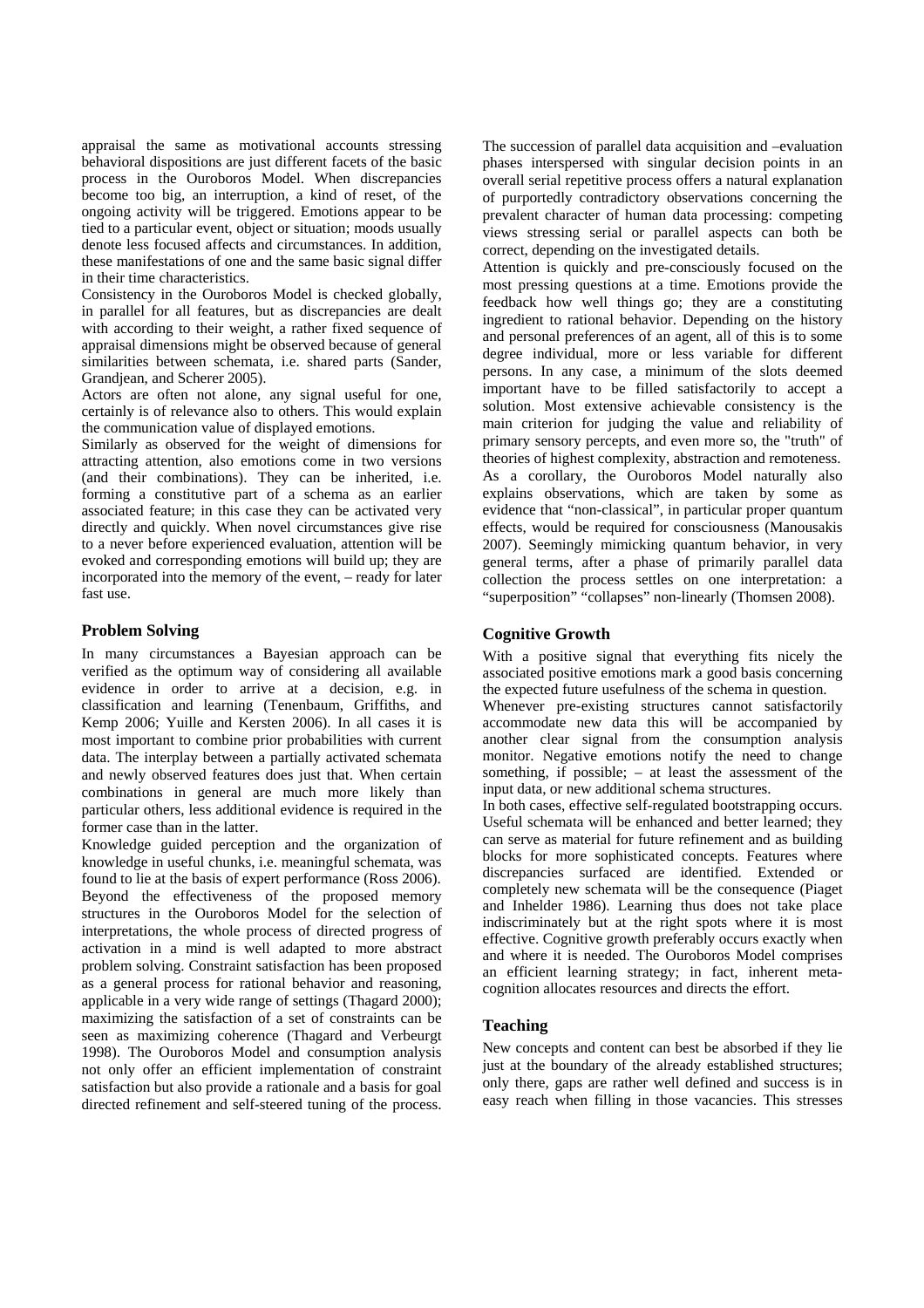appraisal the same as motivational accounts stressing behavioral dispositions are just different facets of the basic process in the Ouroboros Model. When discrepancies become too big, an interruption, a kind of reset, of the ongoing activity will be triggered. Emotions appear to be tied to a particular event, object or situation; moods usually denote less focused affects and circumstances. In addition, these manifestations of one and the same basic signal differ in their time characteristics.

Consistency in the Ouroboros Model is checked globally, in parallel for all features, but as discrepancies are dealt with according to their weight, a rather fixed sequence of appraisal dimensions might be observed because of general similarities between schemata, i.e. shared parts (Sander, Grandjean, and Scherer 2005).

Actors are often not alone, any signal useful for one, certainly is of relevance also to others. This would explain the communication value of displayed emotions.

Similarly as observed for the weight of dimensions for attracting attention, also emotions come in two versions (and their combinations). They can be inherited, i.e. forming a constitutive part of a schema as an earlier associated feature; in this case they can be activated very directly and quickly. When novel circumstances give rise to a never before experienced evaluation, attention will be evoked and corresponding emotions will build up; they are incorporated into the memory of the event, – ready for later fast use.

## Problem Solving

In many circumstances a Bayesian approach can be verified as the optimum way of considering all available evidence in order to arrive at a decision, e.g. in classification and learning (Tenenbaum, Griffiths, and Kemp 2006; Yuille and Kersten 2006). In all cases it is most important to combine prior probabilities with current data. The interplay between a partially activated schemata and newly observed features does just that. When certain combinations in general are much more likely than particular others, less additional evidence is required in the former case than in the latter.

Knowledge guided perception and the organization of knowledge in useful chunks, i.e. meaningful schemata, was found to lie at the basis of expert performance (Ross 2006). Beyond the effectiveness of the proposed memory structures in the Ouroboros Model for the selection of interpretations, the whole process of directed progress of activation in a mind is well adapted to more abstract problem solving. Constraint satisfaction has been proposed as a general process for rational behavior and reasoning, applicable in a very wide range of settings (Thagard 2000); maximizing the satisfaction of a set of constraints can be seen as maximizing coherence (Thagard and Verbeurgt 1998). The Ouroboros Model and consumption analysis not only offer an efficient implementation of constraint satisfaction but also provide a rationale and a basis for goal directed refinement and self-steered tuning of the process.

The succession of parallel data acquisition and –evaluation phases interspersed with singular decision points in an overall serial repetitive process offers a natural explanation of purportedly contradictory observations concerning the prevalent character of human data processing: competing views stressing serial or parallel aspects can both be correct, depending on the investigated details.

Attention is quickly and pre-consciously focused on the most pressing questions at a time. Emotions provide the feedback how well things go; they are a constituting ingredient to rational behavior. Depending on the history and personal preferences of an agent, all of this is to some degree individual, more or less variable for different persons. In any case, a minimum of the slots deemed important have to be filled satisfactorily to accept a solution. Most extensive achievable consistency is the main criterion for judging the value and reliability of primary sensory percepts, and even more so, the "truth" of theories of highest complexity, abstraction and remoteness.

As a corollary, the Ouroboros Model naturally also explains observations, which are taken by some as evidence that "non-classical", in particular proper quantum effects, would be required for consciousness (Manousakis 2007). Seemingly mimicking quantum behavior, in very general terms, after a phase of primarily parallel data collection the process settles on one interpretation: a "superposition" "collapses" non-linearly (Thomsen 2008).

## Cognitive Growth

With a positive signal that everything fits nicely the associated positive emotions mark a good basis concerning the expected future usefulness of the schema in question.

Whenever pre-existing structures cannot satisfactorily accommodate new data this will be accompanied by another clear signal from the consumption analysis monitor. Negative emotions notify the need to change something, if possible; – at least the assessment of the input data, or new additional schema structures.

In both cases, effective self-regulated bootstrapping occurs. Useful schemata will be enhanced and better learned; they can serve as material for future refinement and as building blocks for more sophisticated concepts. Features where discrepancies surfaced are identified. Extended or completely new schemata will be the consequence (Piaget and Inhelder 1986). Learning thus does not take place indiscriminately but at the right spots where it is most effective. Cognitive growth preferably occurs exactly when and where it is needed. The Ouroboros Model comprises an efficient learning strategy; in fact, inherent meta-cognition allocates resources and directs the effort.

## Teaching

New concepts and content can best be absorbed if they lie just at the boundary of the already established structures; only there, gaps are rather well defined and success is in easy reach when filling in those vacancies. This stresses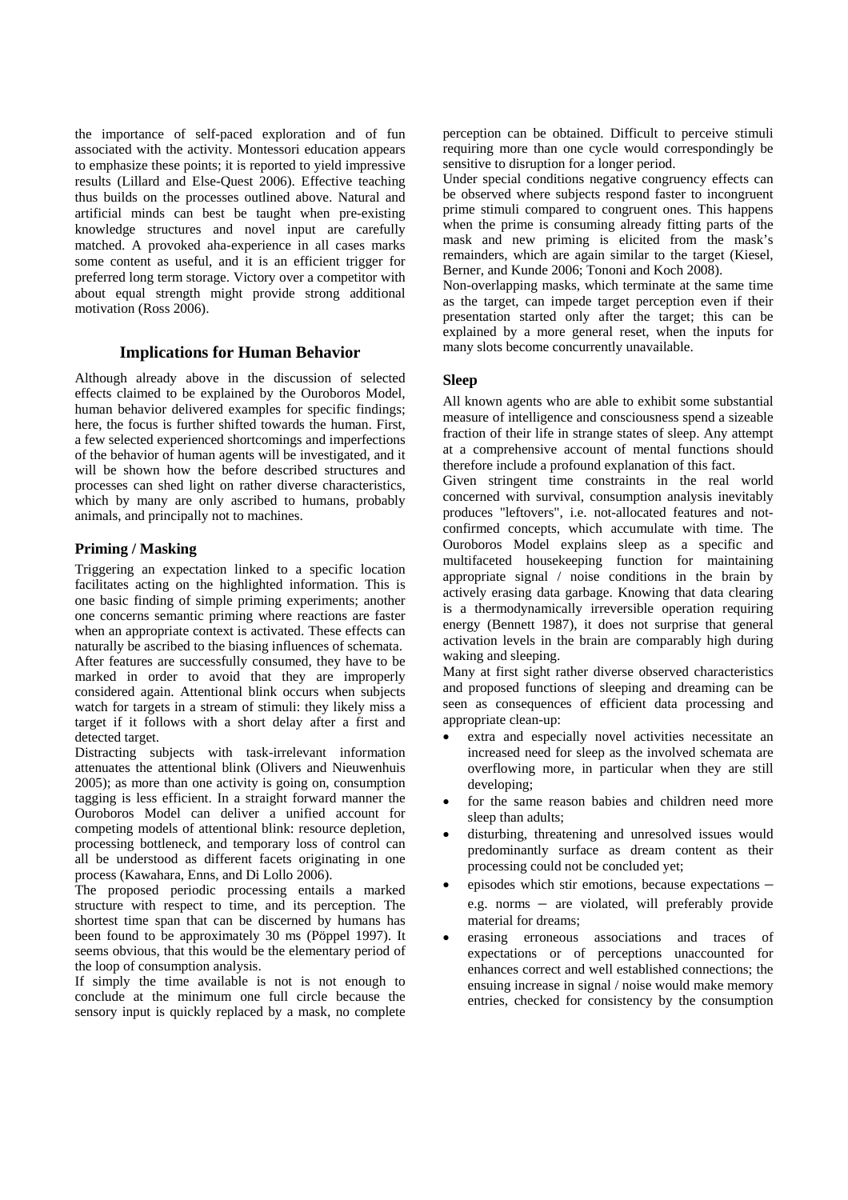the importance of self-paced exploration and of fun associated with the activity. Montessori education appears to emphasize these points; it is reported to yield impressive results (Lillard and Else-Quest 2006). Effective teaching thus builds on the processes outlined above. Natural and artificial minds can best be taught when pre-existing knowledge structures and novel input are carefully matched. A provoked aha-experience in all cases marks some content as useful, and it is an efficient trigger for preferred long term storage. Victory over a competitor with about equal strength might provide strong additional motivation (Ross 2006).

## Implications for Human Behavior

Although already above in the discussion of selected effects claimed to be explained by the Ouroboros Model, human behavior delivered examples for specific findings; here, the focus is further shifted towards the human. First, a few selected experienced shortcomings and imperfections of the behavior of human agents will be investigated, and it will be shown how the before described structures and processes can shed light on rather diverse characteristics, which by many are only ascribed to humans, probably animals, and principally not to machines.

### Priming / Masking

Triggering an expectation linked to a specific location facilitates acting on the highlighted information. This is one basic finding of simple priming experiments; another one concerns semantic priming where reactions are faster when an appropriate context is activated. These effects can naturally be ascribed to the biasing influences of schemata.

After features are successfully consumed, they have to be marked in order to avoid that they are improperly considered again. Attentional blink occurs when subjects watch for targets in a stream of stimuli: they likely miss a target if it follows with a short delay after a first and detected target.

Distracting subjects with task-irrelevant information attenuates the attentional blink (Olivers and Nieuwenhuis 2005); as more than one activity is going on, consumption tagging is less efficient. In a straight forward manner the Ouroboros Model can deliver a unified account for competing models of attentional blink: resource depletion, processing bottleneck, and temporary loss of control can all be understood as different facets originating in one process (Kawahara, Enns, and Di Lollo 2006).

The proposed periodic processing entails a marked structure with respect to time, and its perception. The shortest time span that can be discerned by humans has been found to be approximately 30 ms (Pöppel 1997). It seems obvious, that this would be the elementary period of the loop of consumption analysis.

If simply the time available is not is not enough to conclude at the minimum one full circle because the sensory input is quickly replaced by a mask, no complete perception can be obtained. Difficult to perceive stimuli requiring more than one cycle would correspondingly be sensitive to disruption for a longer period.

Under special conditions negative congruency effects can be observed where subjects respond faster to incongruent prime stimuli compared to congruent ones. This happens when the prime is consuming already fitting parts of the mask and new priming is elicited from the mask's remainders, which are again similar to the target (Kiesel, Berner, and Kunde 2006; Tononi and Koch 2008).

Non-overlapping masks, which terminate at the same time as the target, can impede target perception even if their presentation started only after the target; this can be explained by a more general reset, when the inputs for many slots become concurrently unavailable.

### Sleep

All known agents who are able to exhibit some substantial measure of intelligence and consciousness spend a sizeable fraction of their life in strange states of sleep. Any attempt at a comprehensive account of mental functions should therefore include a profound explanation of this fact.

Given stringent time constraints in the real world concerned with survival, consumption analysis inevitably produces "leftovers", i.e. not-allocated features and not-confirmed concepts, which accumulate with time. The Ouroboros Model explains sleep as a specific and multifaceted housekeeping function for maintaining appropriate signal / noise conditions in the brain by actively erasing data garbage. Knowing that data clearing is a thermodynamically irreversible operation requiring energy (Bennett 1987), it does not surprise that general activation levels in the brain are comparably high during waking and sleeping.

Many at first sight rather diverse observed characteristics and proposed functions of sleeping and dreaming can be seen as consequences of efficient data processing and appropriate clean-up:

- extra and especially novel activities necessitate an increased need for sleep as the involved schemata are overflowing more, in particular when they are still developing;
- for the same reason babies and children need more sleep than adults;
- disturbing, threatening and unresolved issues would predominantly surface as dream content as their processing could not be concluded yet;
- episodes which stir emotions, because expectations – e.g. norms – are violated, will preferably provide material for dreams;
- erasing erroneous associations and traces of expectations or of perceptions unaccounted for enhances correct and well established connections; the ensuing increase in signal / noise would make memory entries, checked for consistency by the consumption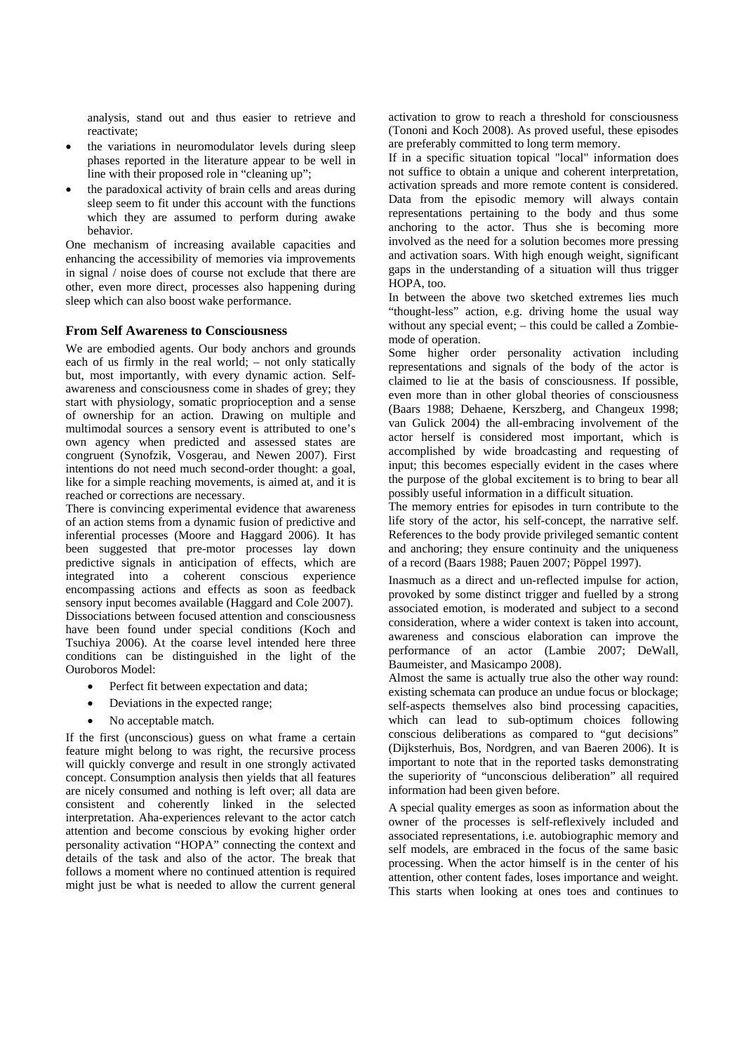analysis, stand out and thus easier to retrieve and reactivate;

- the variations in neuromodulator levels during sleep phases reported in the literature appear to be well in line with their proposed role in "cleaning up";
- the paradoxical activity of brain cells and areas during sleep seem to fit under this account with the functions which they are assumed to perform during awake behavior.

One mechanism of increasing available capacities and enhancing the accessibility of memories via improvements in signal / noise does of course not exclude that there are other, even more direct, processes also happening during sleep which can also boost wake performance.

### From Self Awareness to Consciousness

We are embodied agents. Our body anchors and grounds each of us firmly in the real world; – not only statically but, most importantly, with every dynamic action. Self-awareness and consciousness come in shades of grey; they start with physiology, somatic proprioception and a sense of ownership for an action. Drawing on multiple and multimodal sources a sensory event is attributed to one's own agency when predicted and assessed states are congruent (Synofzik, Vosgerau, and Newen 2007). First intentions do not need much second-order thought: a goal, like for a simple reaching movements, is aimed at, and it is reached or corrections are necessary.

There is convincing experimental evidence that awareness of an action stems from a dynamic fusion of predictive and inferential processes (Moore and Haggard 2006). It has been suggested that pre-motor processes lay down predictive signals in anticipation of effects, which are integrated into a coherent conscious experience encompassing actions and effects as soon as feedback sensory input becomes available (Haggard and Cole 2007). Dissociations between focused attention and consciousness have been found under special conditions (Koch and Tsuchiya 2006). At the coarse level intended here three conditions can be distinguished in the light of the Ouroboros Model:

- Perfect fit between expectation and data;
- Deviations in the expected range;
- No acceptable match.

If the first (unconscious) guess on what frame a certain feature might belong to was right, the recursive process will quickly converge and result in one strongly activated concept. Consumption analysis then yields that all features are nicely consumed and nothing is left over; all data are consistent and coherently linked in the selected interpretation. Aha-experiences relevant to the actor catch attention and become conscious by evoking higher order personality activation "HOPA" connecting the context and details of the task and also of the actor. The break that follows a moment where no continued attention is required might just be what is needed to allow the current general activation to grow to reach a threshold for consciousness (Tononi and Koch 2008). As proved useful, these episodes are preferably committed to long term memory.

If in a specific situation topical "local" information does not suffice to obtain a unique and coherent interpretation, activation spreads and more remote content is considered. Data from the episodic memory will always contain representations pertaining to the body and thus some anchoring to the actor. Thus she is becoming more involved as the need for a solution becomes more pressing and activation soars. With high enough weight, significant gaps in the understanding of a situation will thus trigger HOPA, too.

In between the above two sketched extremes lies much "thought-less" action, e.g. driving home the usual way without any special event; – this could be called a Zombie-mode of operation.

Some higher order personality activation including representations and signals of the body of the actor is claimed to lie at the basis of consciousness. If possible, even more than in other global theories of consciousness (Baars 1988; Dehaene, Kerszberg, and Changeux 1998; van Gulick 2004) the all-embracing involvement of the actor herself is considered most important, which is accomplished by wide broadcasting and requesting of input; this becomes especially evident in the cases where the purpose of the global excitement is to bring to bear all possibly useful information in a difficult situation.

The memory entries for episodes in turn contribute to the life story of the actor, his self-concept, the narrative self. References to the body provide privileged semantic content and anchoring; they ensure continuity and the uniqueness of a record (Baars 1988; Pauen 2007; Pöppel 1997).

Inasmuch as a direct and un-reflected impulse for action, provoked by some distinct trigger and fuelled by a strong associated emotion, is moderated and subject to a second consideration, where a wider context is taken into account, awareness and conscious elaboration can improve the performance of an actor (Lambie 2007; DeWall, Baumeister, and Masicampo 2008).

Almost the same is actually true also the other way round: existing schemata can produce an undue focus or blockage; self-aspects themselves also bind processing capacities, which can lead to sub-optimum choices following conscious deliberations as compared to "gut decisions" (Dijksterhuis, Bos, Nordgren, and van Baeren 2006). It is important to note that in the reported tasks demonstrating the superiority of "unconscious deliberation" all required information had been given before.

A special quality emerges as soon as information about the owner of the processes is self-reflexively included and associated representations, i.e. autobiographic memory and self models, are embraced in the focus of the same basic processing. When the actor himself is in the center of his attention, other content fades, loses importance and weight. This starts when looking at ones toes and continues to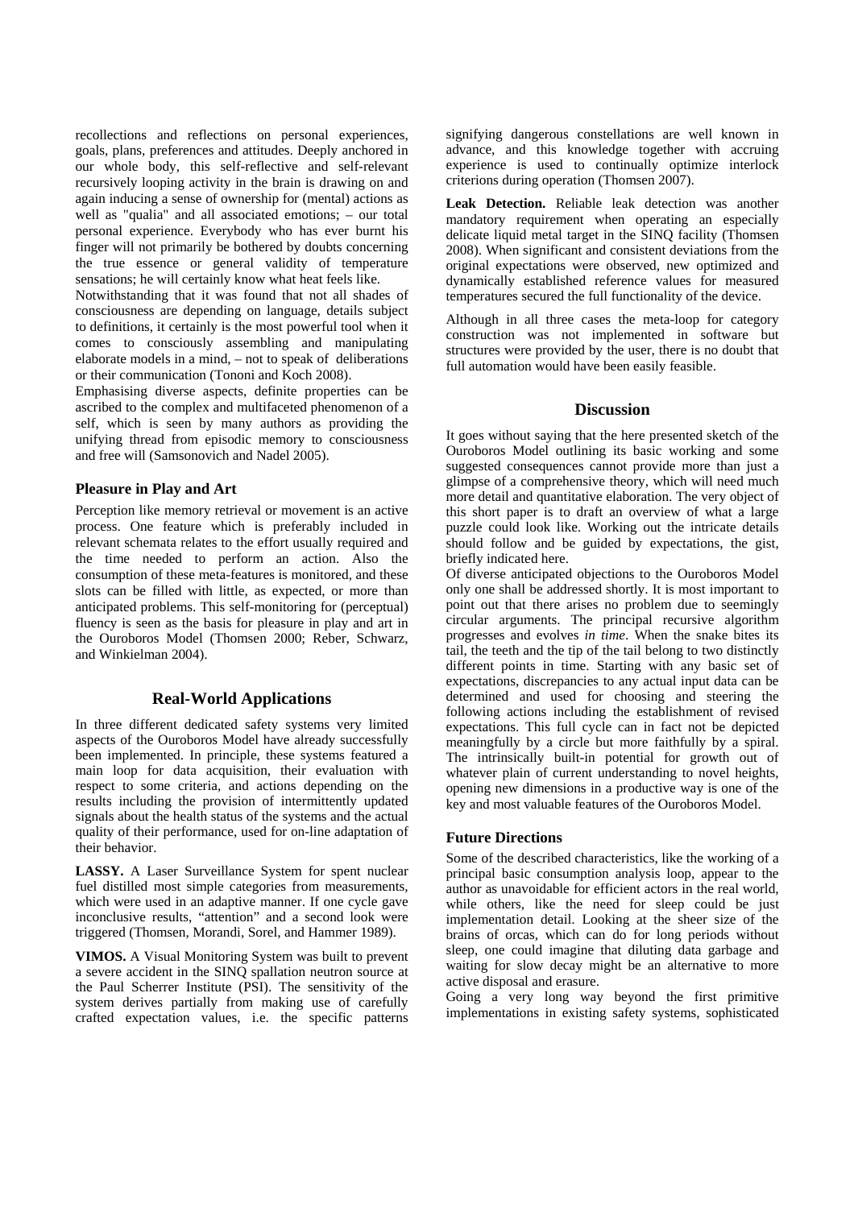recollections and reflections on personal experiences, goals, plans, preferences and attitudes. Deeply anchored in our whole body, this self-reflective and self-relevant recursively looping activity in the brain is drawing on and again inducing a sense of ownership for (mental) actions as well as "qualia" and all associated emotions; – our total personal experience. Everybody who has ever burnt his finger will not primarily be bothered by doubts concerning the true essence or general validity of temperature sensations; he will certainly know what heat feels like.

Notwithstanding that it was found that not all shades of consciousness are depending on language, details subject to definitions, it certainly is the most powerful tool when it comes to consciously assembling and manipulating elaborate models in a mind, – not to speak of deliberations or their communication (Tononi and Koch 2008).

Emphasising diverse aspects, definite properties can be ascribed to the complex and multifaceted phenomenon of a self, which is seen by many authors as providing the unifying thread from episodic memory to consciousness and free will (Samsonovich and Nadel 2005).

### Pleasure in Play and Art

Perception like memory retrieval or movement is an active process. One feature which is preferably included in relevant schemata relates to the effort usually required and the time needed to perform an action. Also the consumption of these meta-features is monitored, and these slots can be filled with little, as expected, or more than anticipated problems. This self-monitoring for (perceptual) fluency is seen as the basis for pleasure in play and art in the Ouroboros Model (Thomsen 2000; Reber, Schwarz, and Winkielman 2004).

## Real-World Applications

In three different dedicated safety systems very limited aspects of the Ouroboros Model have already successfully been implemented. In principle, these systems featured a main loop for data acquisition, their evaluation with respect to some criteria, and actions depending on the results including the provision of intermittently updated signals about the health status of the systems and the actual quality of their performance, used for on-line adaptation of their behavior.

**LASSY.** A Laser Surveillance System for spent nuclear fuel distilled most simple categories from measurements, which were used in an adaptive manner. If one cycle gave inconclusive results, "attention" and a second look were triggered (Thomsen, Morandi, Sorel, and Hammer 1989).

**VIMOS.** A Visual Monitoring System was built to prevent a severe accident in the SINQ spallation neutron source at the Paul Scherrer Institute (PSI). The sensitivity of the system derives partially from making use of carefully crafted expectation values, i.e. the specific patterns signifying dangerous constellations are well known in advance, and this knowledge together with accruing experience is used to continually optimize interlock criterions during operation (Thomsen 2007).

**Leak Detection.** Reliable leak detection was another mandatory requirement when operating an especially delicate liquid metal target in the SINQ facility (Thomsen 2008). When significant and consistent deviations from the original expectations were observed, new optimized and dynamically established reference values for measured temperatures secured the full functionality of the device.

Although in all three cases the meta-loop for category construction was not implemented in software but structures were provided by the user, there is no doubt that full automation would have been easily feasible.

## Discussion

It goes without saying that the here presented sketch of the Ouroboros Model outlining its basic working and some suggested consequences cannot provide more than just a glimpse of a comprehensive theory, which will need much more detail and quantitative elaboration. The very object of this short paper is to draft an overview of what a large puzzle could look like. Working out the intricate details should follow and be guided by expectations, the gist, briefly indicated here.

Of diverse anticipated objections to the Ouroboros Model only one shall be addressed shortly. It is most important to point out that there arises no problem due to seemingly circular arguments. The principal recursive algorithm progresses and evolves *in time*. When the snake bites its tail, the teeth and the tip of the tail belong to two distinctly different points in time. Starting with any basic set of expectations, discrepancies to any actual input data can be determined and used for choosing and steering the following actions including the establishment of revised expectations. This full cycle can in fact not be depicted meaningfully by a circle but more faithfully by a spiral. The intrinsically built-in potential for growth out of whatever plain of current understanding to novel heights, opening new dimensions in a productive way is one of the key and most valuable features of the Ouroboros Model.

### Future Directions

Some of the described characteristics, like the working of a principal basic consumption analysis loop, appear to the author as unavoidable for efficient actors in the real world, while others, like the need for sleep could be just implementation detail. Looking at the sheer size of the brains of orcas, which can do for long periods without sleep, one could imagine that diluting data garbage and waiting for slow decay might be an alternative to more active disposal and erasure.

Going a very long way beyond the first primitive implementations in existing safety systems, sophisticated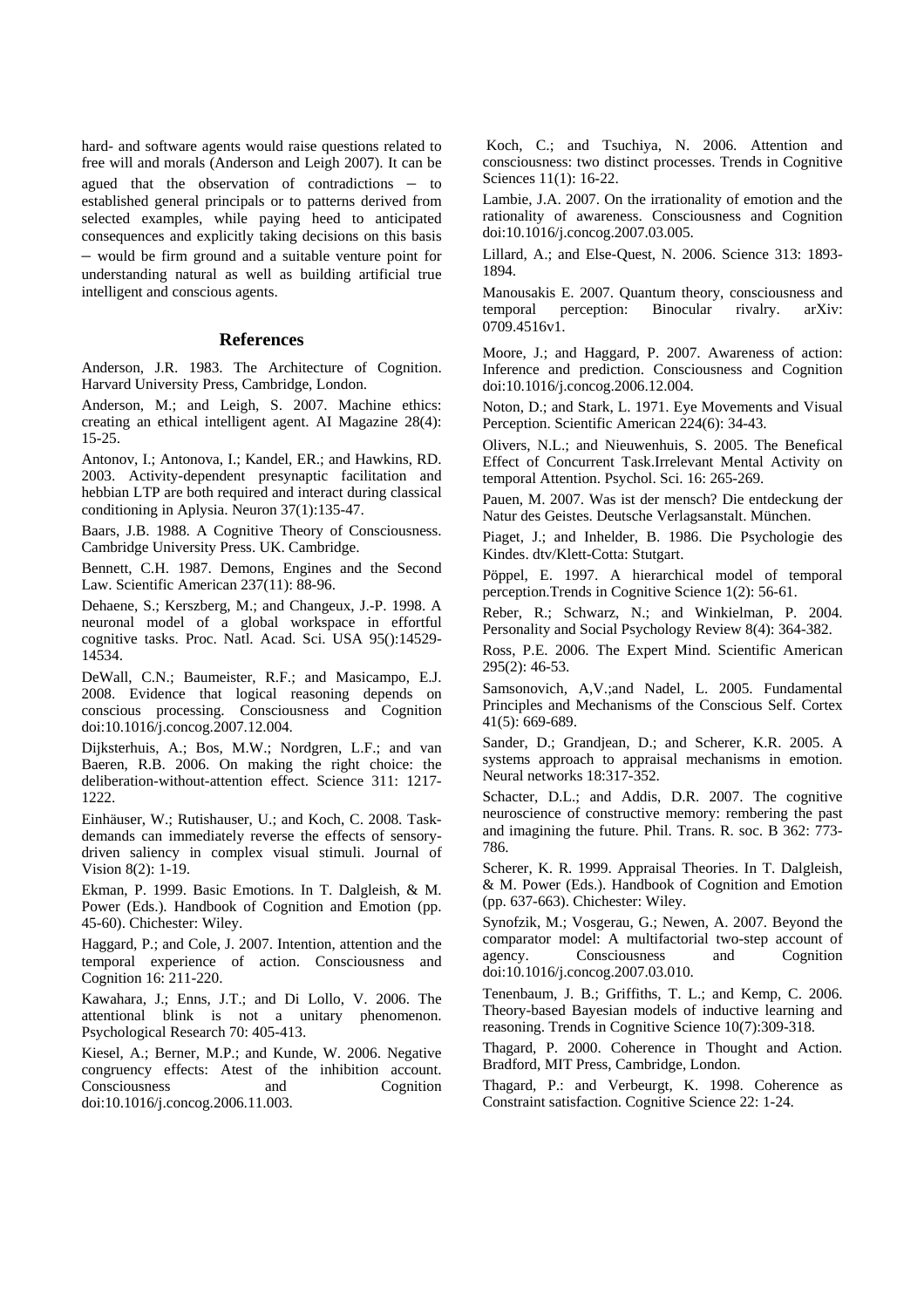hard- and software agents would raise questions related to free will and morals (Anderson and Leigh 2007). It can be agued that the observation of contradictions – to established general principals or to patterns derived from selected examples, while paying heed to anticipated consequences and explicitly taking decisions on this basis – would be firm ground and a suitable venture point for understanding natural as well as building artificial true intelligent and conscious agents.

## References

Anderson, J.R. 1983. The Architecture of Cognition. Harvard University Press, Cambridge, London.

Anderson, M.; and Leigh, S. 2007. Machine ethics: creating an ethical intelligent agent. AI Magazine 28(4): 15-25.

Antonov, I.; Antonova, I.; Kandel, ER.; and Hawkins, RD. 2003. Activity-dependent presynaptic facilitation and hebbian LTP are both required and interact during classical conditioning in Aplysia. Neuron 37(1):135-47.

Baars, J.B. 1988. A Cognitive Theory of Consciousness. Cambridge University Press. UK. Cambridge.

Bennett, C.H. 1987. Demons, Engines and the Second Law. Scientific American 237(11): 88-96.

Dehaene, S.; Kerszberg, M.; and Changeux, J.-P. 1998. A neuronal model of a global workspace in effortful cognitive tasks. Proc. Natl. Acad. Sci. USA 95():14529-14534.

DeWall, C.N.; Baumeister, R.F.; and Masicampo, E.J. 2008. Evidence that logical reasoning depends on conscious processing. Consciousness and Cognition doi:10.1016/j.concog.2007.12.004.

Dijksterhuis, A.; Bos, M.W.; Nordgren, L.F.; and van Baeren, R.B. 2006. On making the right choice: the deliberation-without-attention effect. Science 311: 1217-1222.

Einhäuser, W.; Rutishauser, U.; and Koch, C. 2008. Task-demands can immediately reverse the effects of sensory-driven saliency in complex visual stimuli. Journal of Vision 8(2): 1-19.

Ekman, P. 1999. Basic Emotions. In T. Dalgleish, & M. Power (Eds.). Handbook of Cognition and Emotion (pp. 45-60). Chichester: Wiley.

Haggard, P.; and Cole, J. 2007. Intention, attention and the temporal experience of action. Consciousness and Cognition 16: 211-220.

Kawahara, J.; Enns, J.T.; and Di Lollo, V. 2006. The attentional blink is not a unitary phenomenon. Psychological Research 70: 405-413.

Kiesel, A.; Berner, M.P.; and Kunde, W. 2006. Negative congruency effects: Atest of the inhibition account. Consciousness and Cognition doi:10.1016/j.concog.2006.11.003.

Koch, C.; and Tsuchiya, N. 2006. Attention and consciousness: two distinct processes. Trends in Cognitive Sciences 11(1): 16-22.

Lambie, J.A. 2007. On the irrationality of emotion and the rationality of awareness. Consciousness and Cognition doi:10.1016/j.concog.2007.03.005.

Lillard, A.; and Else-Quest, N. 2006. Science 313: 1893-1894.

Manousakis E. 2007. Quantum theory, consciousness and temporal perception: Binocular rivalry. arXiv: 0709.4516v1.

Moore, J.; and Haggard, P. 2007. Awareness of action: Inference and prediction. Consciousness and Cognition doi:10.1016/j.concog.2006.12.004.

Noton, D.; and Stark, L. 1971. Eye Movements and Visual Perception. Scientific American 224(6): 34-43.

Olivers, N.L.; and Nieuwenhuis, S. 2005. The Benefical Effect of Concurrent Task.Irrelevant Mental Activity on temporal Attention. Psychol. Sci. 16: 265-269.

Pauen, M. 2007. Was ist der mensch? Die entdeckung der Natur des Geistes. Deutsche Verlagsanstalt. München.

Piaget, J.; and Inhelder, B. 1986. Die Psychologie des Kindes. dtv/Klett-Cotta: Stutgart.

Pöppel, E. 1997. A hierarchical model of temporal perception.Trends in Cognitive Science 1(2): 56-61.

Reber, R.; Schwarz, N.; and Winkielman, P. 2004. Personality and Social Psychology Review 8(4): 364-382.

Ross, P.E. 2006. The Expert Mind. Scientific American 295(2): 46-53.

Samsonovich, A,V.;and Nadel, L. 2005. Fundamental Principles and Mechanisms of the Conscious Self. Cortex 41(5): 669-689.

Sander, D.; Grandjean, D.; and Scherer, K.R. 2005. A systems approach to appraisal mechanisms in emotion. Neural networks 18:317-352.

Schacter, D.L.; and Addis, D.R. 2007. The cognitive neuroscience of constructive memory: rembering the past and imagining the future. Phil. Trans. R. soc. B 362: 773-786.

Scherer, K. R. 1999. Appraisal Theories. In T. Dalgleish, & M. Power (Eds.). Handbook of Cognition and Emotion (pp. 637-663). Chichester: Wiley.

Synofzik, M.; Vosgerau, G.; Newen, A. 2007. Beyond the comparator model: A multifactorial two-step account of agency. Consciousness and Cognition doi:10.1016/j.concog.2007.03.010.

Tenenbaum, J. B.; Griffiths, T. L.; and Kemp, C. 2006. Theory-based Bayesian models of inductive learning and reasoning. Trends in Cognitive Science 10(7):309-318.

Thagard, P. 2000. Coherence in Thought and Action. Bradford, MIT Press, Cambridge, London.

Thagard, P.: and Verbeurgt, K. 1998. Coherence as Constraint satisfaction. Cognitive Science 22: 1-24.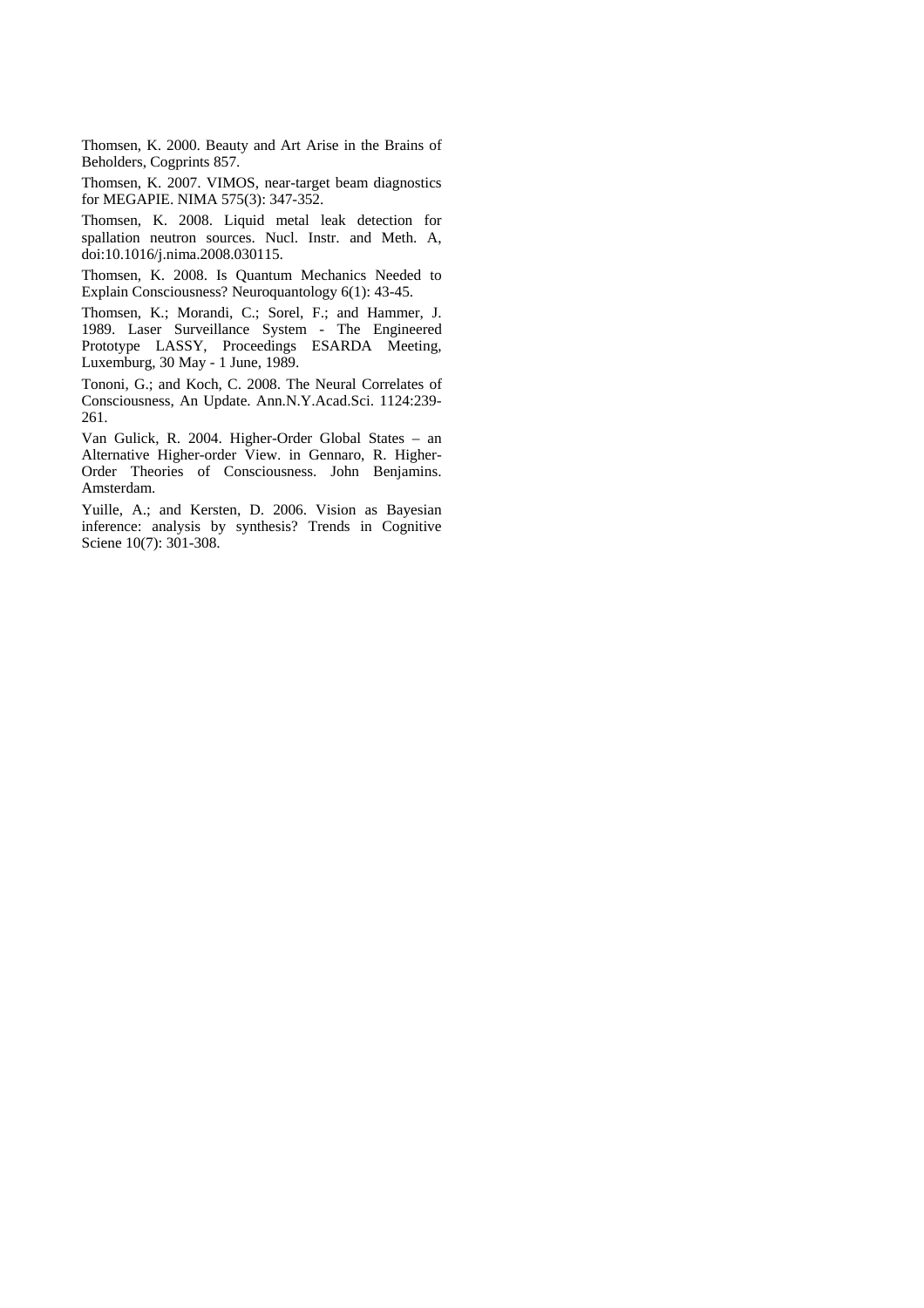Thomsen, K. 2000. Beauty and Art Arise in the Brains of Beholders, Cogprints 857.

Thomsen, K. 2007. VIMOS, near-target beam diagnostics for MEGAPIE. NIMA 575(3): 347-352.

Thomsen, K. 2008. Liquid metal leak detection for spallation neutron sources. Nucl. Instr. and Meth. A, doi:10.1016/j.nima.2008.030115.

Thomsen, K. 2008. Is Quantum Mechanics Needed to Explain Consciousness? Neuroquantology 6(1): 43-45.

Thomsen, K.; Morandi, C.; Sorel, F.; and Hammer, J. 1989. Laser Surveillance System - The Engineered Prototype LASSY, Proceedings ESARDA Meeting, Luxemburg, 30 May - 1 June, 1989.

Tononi, G.; and Koch, C. 2008. The Neural Correlates of Consciousness, An Update. Ann.N.Y.Acad.Sci. 1124:239-261.

Van Gulick, R. 2004. Higher-Order Global States – an Alternative Higher-order View. in Gennaro, R. Higher-Order Theories of Consciousness. John Benjamins. Amsterdam.

Yuille, A.; and Kersten, D. 2006. Vision as Bayesian inference: analysis by synthesis? Trends in Cognitive Sciene 10(7): 301-308.